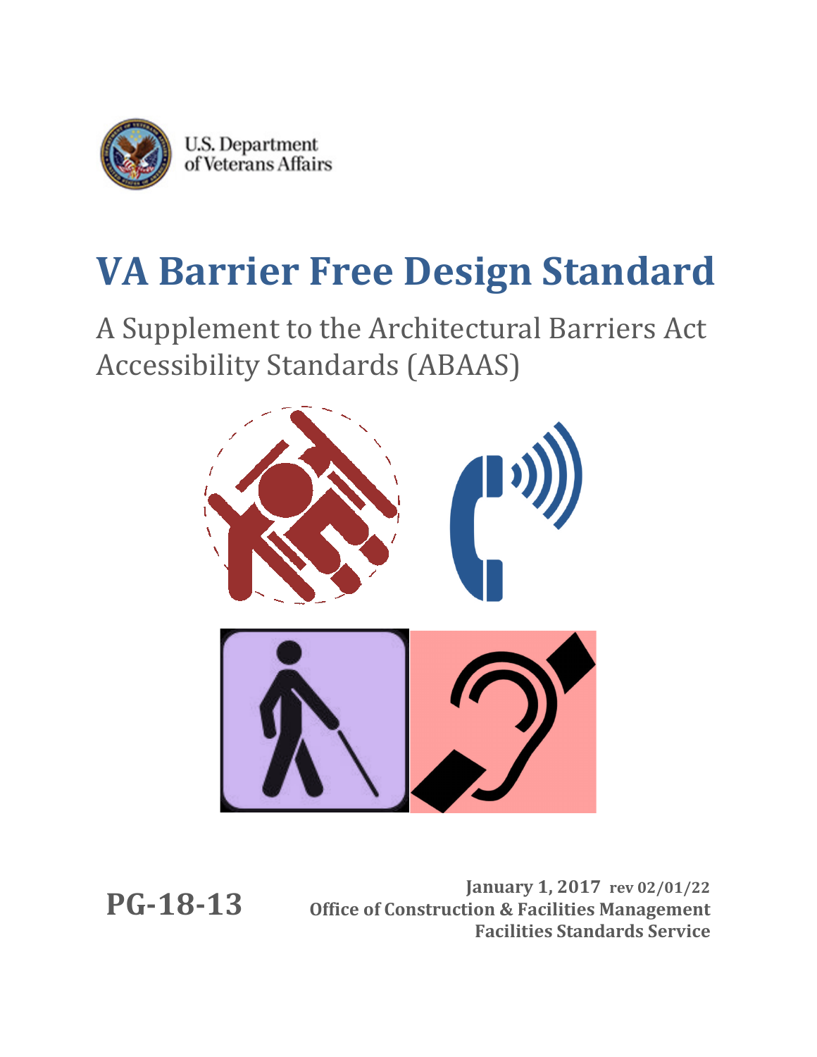U.S. Department of Veterans Affairs

# VA Barrier Free Design Standard

## A Supplement to the Architectural Barriers Act Accessibility Standards (ABAAS)

**PG-18-13**

**January 1, 2017 rev 02/01/22**
**Office of Construction & Facilities Management**
**Facilities Standards Service**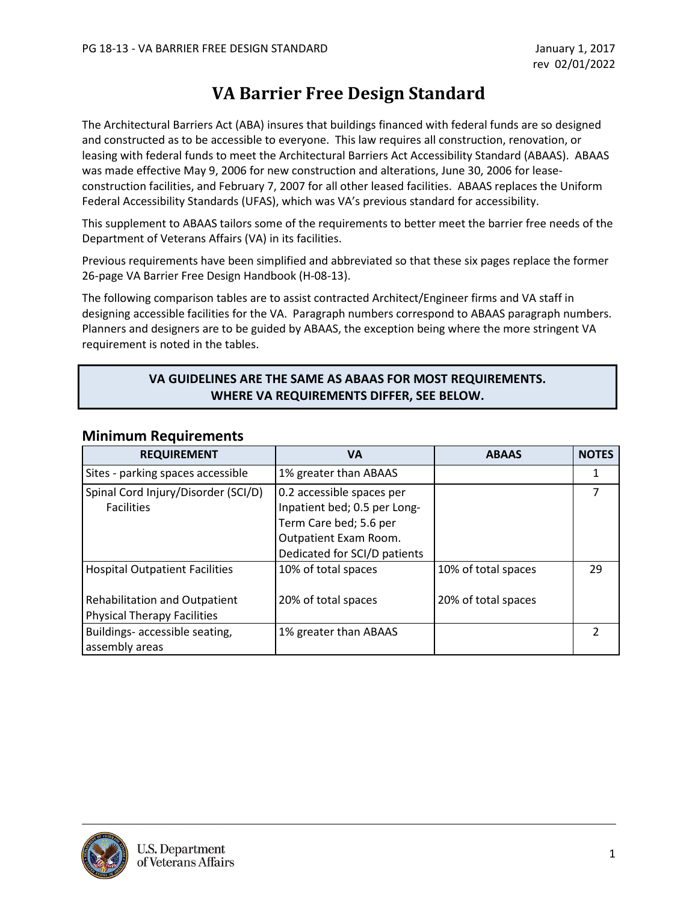# VA Barrier Free Design Standard

The Architectural Barriers Act (ABA) insures that buildings financed with federal funds are so designed and constructed as to be accessible to everyone. This law requires all construction, renovation, or leasing with federal funds to meet the Architectural Barriers Act Accessibility Standard (ABAAS). ABAAS was made effective May 9, 2006 for new construction and alterations, June 30, 2006 for lease-construction facilities, and February 7, 2007 for all other leased facilities. ABAAS replaces the Uniform Federal Accessibility Standards (UFAS), which was VA's previous standard for accessibility.

This supplement to ABAAS tailors some of the requirements to better meet the barrier free needs of the Department of Veterans Affairs (VA) in its facilities.

Previous requirements have been simplified and abbreviated so that these six pages replace the former 26-page VA Barrier Free Design Handbook (H-08-13).

The following comparison tables are to assist contracted Architect/Engineer firms and VA staff in designing accessible facilities for the VA. Paragraph numbers correspond to ABAAS paragraph numbers. Planners and designers are to be guided by ABAAS, the exception being where the more stringent VA requirement is noted in the tables.

**VA GUIDELINES ARE THE SAME AS ABAAS FOR MOST REQUIREMENTS.**
**WHERE VA REQUIREMENTS DIFFER, SEE BELOW.**

## Minimum Requirements

| REQUIREMENT | VA | ABAAS | NOTES |
|---|---|---|---|
| Sites - parking spaces accessible | 1% greater than ABAAS | | 1 |
| Spinal Cord Injury/Disorder (SCI/D) Facilities | 0.2 accessible spaces per Inpatient bed; 0.5 per Long-Term Care bed; 5.6 per Outpatient Exam Room. Dedicated for SCI/D patients | | 7 |
| Hospital Outpatient Facilities<br><br>Rehabilitation and Outpatient Physical Therapy Facilities | 10% of total spaces<br><br>20% of total spaces | 10% of total spaces<br><br>20% of total spaces | 29 |
| Buildings- accessible seating, assembly areas | 1% greater than ABAAS | | 2 |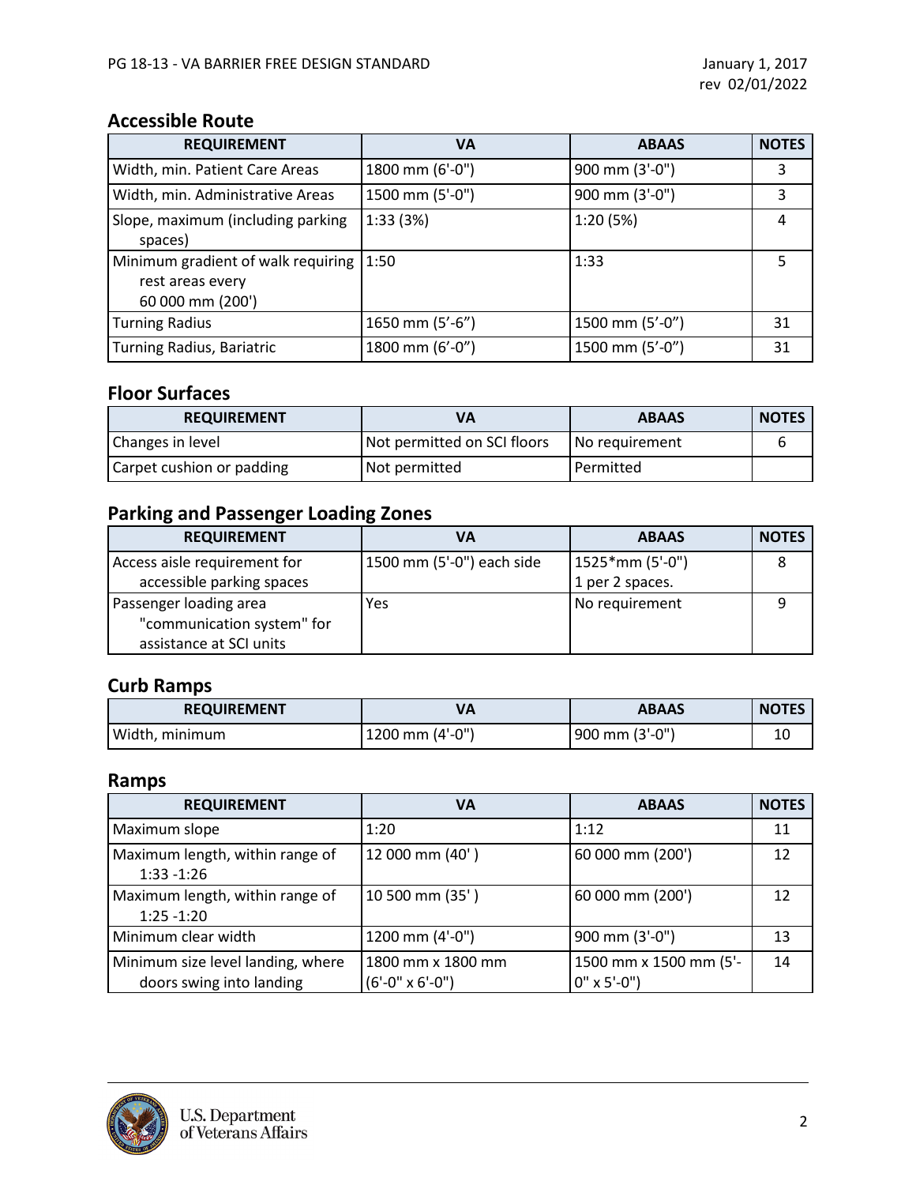## Accessible Route

| REQUIREMENT | VA | ABAAS | NOTES |
|---|---|---|---|
| Width, min. Patient Care Areas | 1800 mm (6'-0") | 900 mm (3'-0") | 3 |
| Width, min. Administrative Areas | 1500 mm (5'-0") | 900 mm (3'-0") | 3 |
| Slope, maximum (including parking spaces) | 1:33 (3%) | 1:20 (5%) | 4 |
| Minimum gradient of walk requiring rest areas every 60 000 mm (200') | 1:50 | 1:33 | 5 |
| Turning Radius | 1650 mm (5'-6") | 1500 mm (5'-0") | 31 |
| Turning Radius, Bariatric | 1800 mm (6'-0") | 1500 mm (5'-0") | 31 |

## Floor Surfaces

| REQUIREMENT | VA | ABAAS | NOTES |
|---|---|---|---|
| Changes in level | Not permitted on SCI floors | No requirement | 6 |
| Carpet cushion or padding | Not permitted | Permitted | |

## Parking and Passenger Loading Zones

| REQUIREMENT | VA | ABAAS | NOTES |
|---|---|---|---|
| Access aisle requirement for accessible parking spaces | 1500 mm (5'-0") each side | 1525*mm (5'-0") 1 per 2 spaces. | 8 |
| Passenger loading area "communication system" for assistance at SCI units | Yes | No requirement | 9 |

## Curb Ramps

| REQUIREMENT | VA | ABAAS | NOTES |
|---|---|---|---|
| Width, minimum | 1200 mm (4'-0") | 900 mm (3'-0") | 10 |

## Ramps

| REQUIREMENT | VA | ABAAS | NOTES |
|---|---|---|---|
| Maximum slope | 1:20 | 1:12 | 11 |
| Maximum length, within range of 1:33 -1:26 | 12 000 mm (40' ) | 60 000 mm (200') | 12 |
| Maximum length, within range of 1:25 -1:20 | 10 500 mm (35' ) | 60 000 mm (200') | 12 |
| Minimum clear width | 1200 mm (4'-0") | 900 mm (3'-0") | 13 |
| Minimum size level landing, where doors swing into landing | 1800 mm x 1800 mm (6'-0" x 6'-0") | 1500 mm x 1500 mm (5'-0" x 5'-0") | 14 |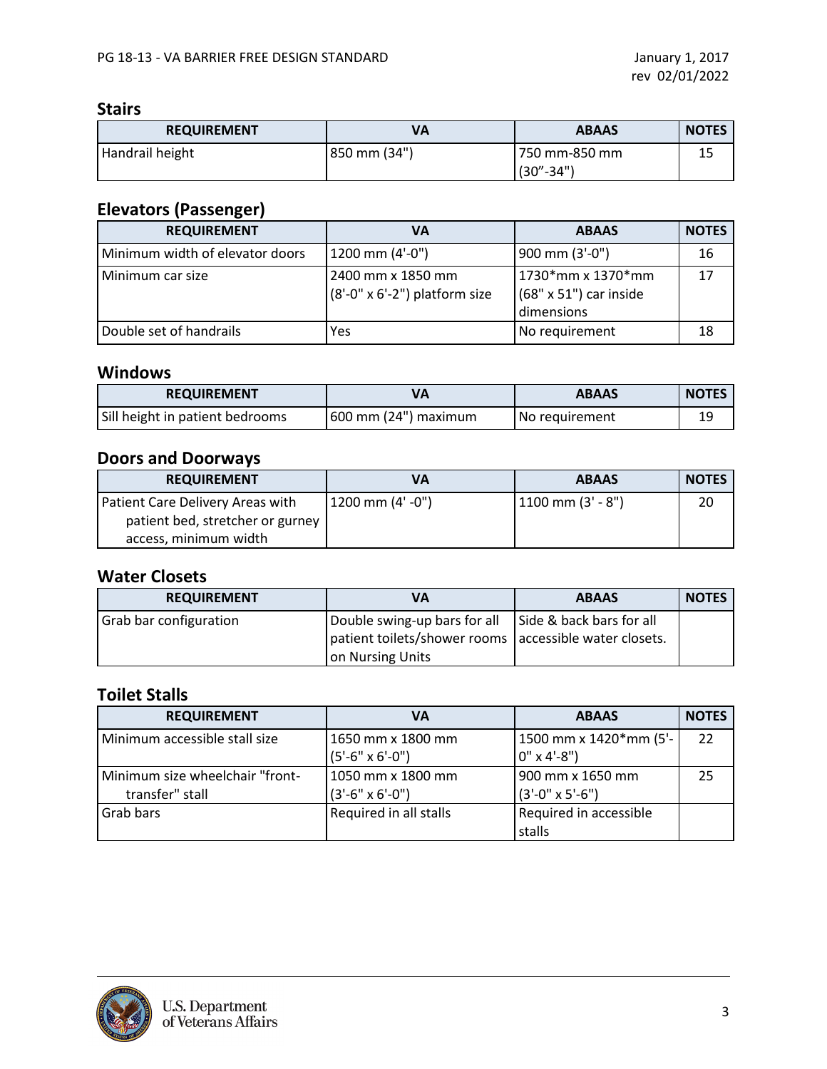## Stairs

| REQUIREMENT | VA | ABAAS | NOTES |
| --- | --- | --- | --- |
| Handrail height | 850 mm (34") | 750 mm-850 mm (30"-34") | 15 |

## Elevators (Passenger)

| REQUIREMENT | VA | ABAAS | NOTES |
| --- | --- | --- | --- |
| Minimum width of elevator doors | 1200 mm (4'-0") | 900 mm (3'-0") | 16 |
| Minimum car size | 2400 mm x 1850 mm (8'-0" x 6'-2") platform size | 1730*mm x 1370*mm (68" x 51") car inside dimensions | 17 |
| Double set of handrails | Yes | No requirement | 18 |

## Windows

| REQUIREMENT | VA | ABAAS | NOTES |
| --- | --- | --- | --- |
| Sill height in patient bedrooms | 600 mm (24") maximum | No requirement | 19 |

## Doors and Doorways

| REQUIREMENT | VA | ABAAS | NOTES |
| --- | --- | --- | --- |
| Patient Care Delivery Areas with patient bed, stretcher or gurney access, minimum width | 1200 mm (4' -0") | 1100 mm (3' - 8") | 20 |

## Water Closets

| REQUIREMENT | VA | ABAAS | NOTES |
| --- | --- | --- | --- |
| Grab bar configuration | Double swing-up bars for all patient toilets/shower rooms on Nursing Units | Side & back bars for all accessible water closets. | |

## Toilet Stalls

| REQUIREMENT | VA | ABAAS | NOTES |
| --- | --- | --- | --- |
| Minimum accessible stall size | 1650 mm x 1800 mm (5'-6" x 6'-0") | 1500 mm x 1420*mm (5'-0" x 4'-8") | 22 |
| Minimum size wheelchair "front-transfer" stall | 1050 mm x 1800 mm (3'-6" x 6'-0") | 900 mm x 1650 mm (3'-0" x 5'-6") | 25 |
| Grab bars | Required in all stalls | Required in accessible stalls | |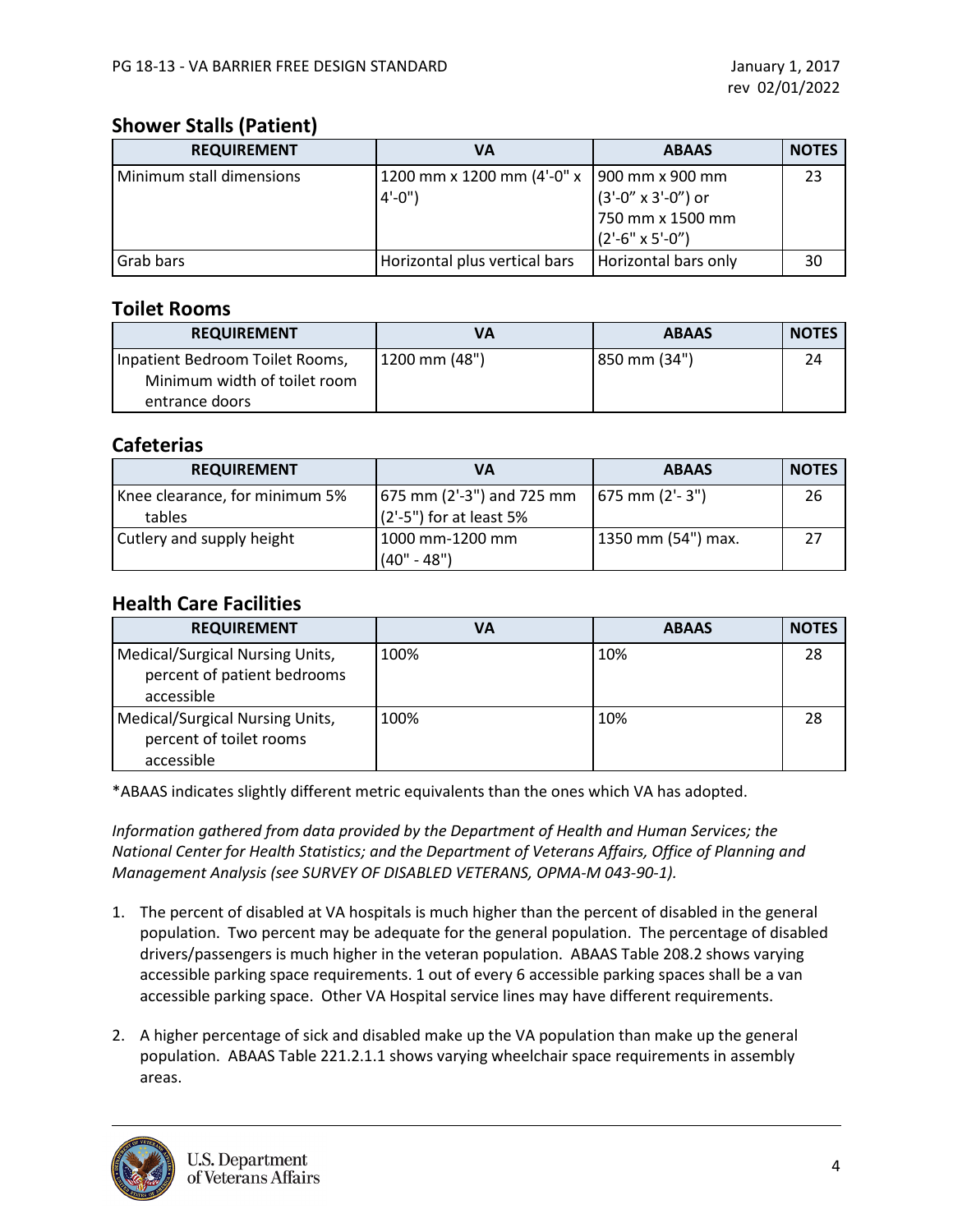## Shower Stalls (Patient)

| REQUIREMENT | VA | ABAAS | NOTES |
|---|---|---|---|
| Minimum stall dimensions | 1200 mm x 1200 mm (4'-0" x 4'-0") | 900 mm x 900 mm (3'-0” x 3'-0”) or 750 mm x 1500 mm (2'-6" x 5'-0”) | 23 |
| Grab bars | Horizontal plus vertical bars | Horizontal bars only | 30 |

## Toilet Rooms

| REQUIREMENT | VA | ABAAS | NOTES |
|---|---|---|---|
| Inpatient Bedroom Toilet Rooms, Minimum width of toilet room entrance doors | 1200 mm (48") | 850 mm (34") | 24 |

## Cafeterias

| REQUIREMENT | VA | ABAAS | NOTES |
|---|---|---|---|
| Knee clearance, for minimum 5% tables | 675 mm (2'-3") and 725 mm (2'-5") for at least 5% | 675 mm (2'- 3") | 26 |
| Cutlery and supply height | 1000 mm-1200 mm (40" - 48") | 1350 mm (54") max. | 27 |

## Health Care Facilities

| REQUIREMENT | VA | ABAAS | NOTES |
|---|---|---|---|
| Medical/Surgical Nursing Units, percent of patient bedrooms accessible | 100% | 10% | 28 |
| Medical/Surgical Nursing Units, percent of toilet rooms accessible | 100% | 10% | 28 |

*ABAAS indicates slightly different metric equivalents than the ones which VA has adopted.

*Information gathered from data provided by the Department of Health and Human Services; the National Center for Health Statistics; and the Department of Veterans Affairs, Office of Planning and Management Analysis (see SURVEY OF DISABLED VETERANS, OPMA-M 043-90-1).*

1. The percent of disabled at VA hospitals is much higher than the percent of disabled in the general population. Two percent may be adequate for the general population. The percentage of disabled drivers/passengers is much higher in the veteran population. ABAAS Table 208.2 shows varying accessible parking space requirements. 1 out of every 6 accessible parking spaces shall be a van accessible parking space. Other VA Hospital service lines may have different requirements.

2. A higher percentage of sick and disabled make up the VA population than make up the general population. ABAAS Table 221.2.1.1 shows varying wheelchair space requirements in assembly areas.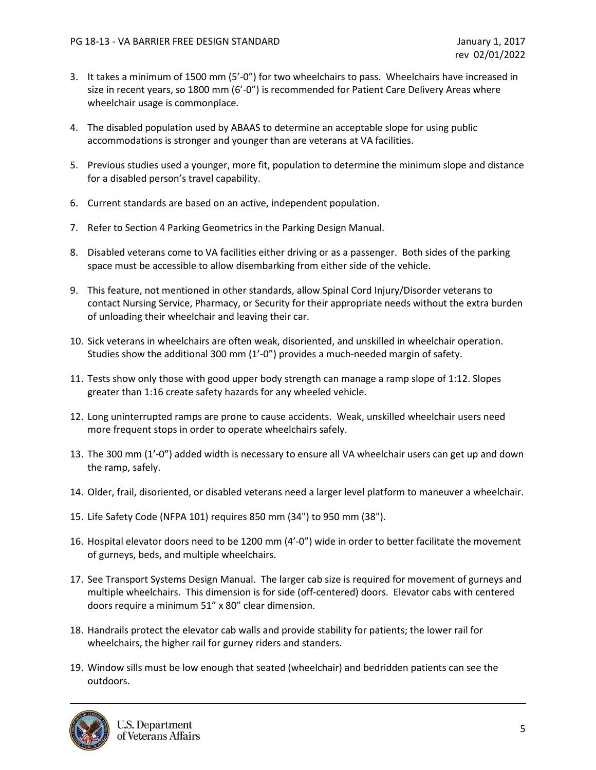3. It takes a minimum of 1500 mm (5'-0") for two wheelchairs to pass. Wheelchairs have increased in size in recent years, so 1800 mm (6'-0") is recommended for Patient Care Delivery Areas where wheelchair usage is commonplace.

4. The disabled population used by ABAAS to determine an acceptable slope for using public accommodations is stronger and younger than are veterans at VA facilities.

5. Previous studies used a younger, more fit, population to determine the minimum slope and distance for a disabled person's travel capability.

6. Current standards are based on an active, independent population.

7. Refer to Section 4 Parking Geometrics in the Parking Design Manual.

8. Disabled veterans come to VA facilities either driving or as a passenger. Both sides of the parking space must be accessible to allow disembarking from either side of the vehicle.

9. This feature, not mentioned in other standards, allow Spinal Cord Injury/Disorder veterans to contact Nursing Service, Pharmacy, or Security for their appropriate needs without the extra burden of unloading their wheelchair and leaving their car.

10. Sick veterans in wheelchairs are often weak, disoriented, and unskilled in wheelchair operation. Studies show the additional 300 mm (1'-0") provides a much-needed margin of safety.

11. Tests show only those with good upper body strength can manage a ramp slope of 1:12. Slopes greater than 1:16 create safety hazards for any wheeled vehicle.

12. Long uninterrupted ramps are prone to cause accidents. Weak, unskilled wheelchair users need more frequent stops in order to operate wheelchairs safely.

13. The 300 mm (1'-0") added width is necessary to ensure all VA wheelchair users can get up and down the ramp, safely.

14. Older, frail, disoriented, or disabled veterans need a larger level platform to maneuver a wheelchair.

15. Life Safety Code (NFPA 101) requires 850 mm (34") to 950 mm (38").

16. Hospital elevator doors need to be 1200 mm (4'-0") wide in order to better facilitate the movement of gurneys, beds, and multiple wheelchairs.

17. See Transport Systems Design Manual. The larger cab size is required for movement of gurneys and multiple wheelchairs. This dimension is for side (off-centered) doors. Elevator cabs with centered doors require a minimum 51" x 80" clear dimension.

18. Handrails protect the elevator cab walls and provide stability for patients; the lower rail for wheelchairs, the higher rail for gurney riders and standers.

19. Window sills must be low enough that seated (wheelchair) and bedridden patients can see the outdoors.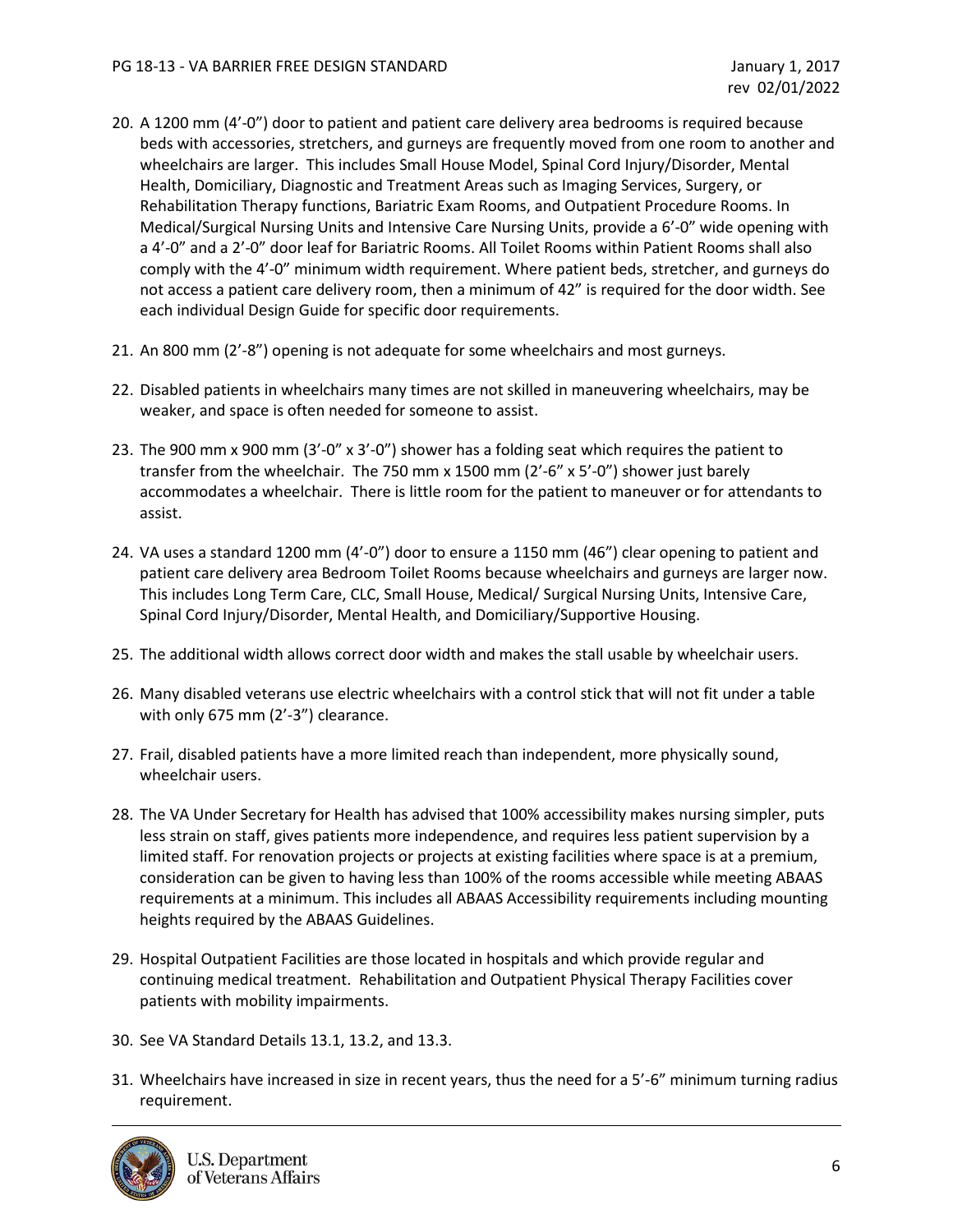20. A 1200 mm (4’-0” ) door to patient and patient care delivery area bedrooms is required because beds with accessories, stretchers, and gurneys are frequently moved from one room to another and wheelchairs are larger. This includes Small House Model, Spinal Cord Injury/Disorder, Mental Health, Domiciliary, Diagnostic and Treatment Areas such as Imaging Services, Surgery, or Rehabilitation Therapy functions, Bariatric Exam Rooms, and Outpatient Procedure Rooms. In Medical/Surgical Nursing Units and Intensive Care Nursing Units, provide a 6’-0” wide opening with a 4’-0” and a 2’-0” door leaf for Bariatric Rooms. All Toilet Rooms within Patient Rooms shall also comply with the 4’-0” minimum width requirement. Where patient beds, stretcher, and gurneys do not access a patient care delivery room, then a minimum of 42” is required for the door width. See each individual Design Guide for specific door requirements.

21. An 800 mm (2’-8”) opening is not adequate for some wheelchairs and most gurneys.

22. Disabled patients in wheelchairs many times are not skilled in maneuvering wheelchairs, may be weaker, and space is often needed for someone to assist.

23. The 900 mm x 900 mm (3’-0” x 3’-0”) shower has a folding seat which requires the patient to transfer from the wheelchair. The 750 mm x 1500 mm (2’-6” x 5’-0”) shower just barely accommodates a wheelchair. There is little room for the patient to maneuver or for attendants to assist.

24. VA uses a standard 1200 mm (4’-0”) door to ensure a 1150 mm (46”) clear opening to patient and patient care delivery area Bedroom Toilet Rooms because wheelchairs and gurneys are larger now. This includes Long Term Care, CLC, Small House, Medical/ Surgical Nursing Units, Intensive Care, Spinal Cord Injury/Disorder, Mental Health, and Domiciliary/Supportive Housing.

25. The additional width allows correct door width and makes the stall usable by wheelchair users.

26. Many disabled veterans use electric wheelchairs with a control stick that will not fit under a table with only 675 mm (2’-3”) clearance.

27. Frail, disabled patients have a more limited reach than independent, more physically sound, wheelchair users.

28. The VA Under Secretary for Health has advised that 100% accessibility makes nursing simpler, puts less strain on staff, gives patients more independence, and requires less patient supervision by a limited staff. For renovation projects or projects at existing facilities where space is at a premium, consideration can be given to having less than 100% of the rooms accessible while meeting ABAAS requirements at a minimum. This includes all ABAAS Accessibility requirements including mounting heights required by the ABAAS Guidelines.

29. Hospital Outpatient Facilities are those located in hospitals and which provide regular and continuing medical treatment. Rehabilitation and Outpatient Physical Therapy Facilities cover patients with mobility impairments.

30. See VA Standard Details 13.1, 13.2, and 13.3.

31. Wheelchairs have increased in size in recent years, thus the need for a 5’-6” minimum turning radius requirement.